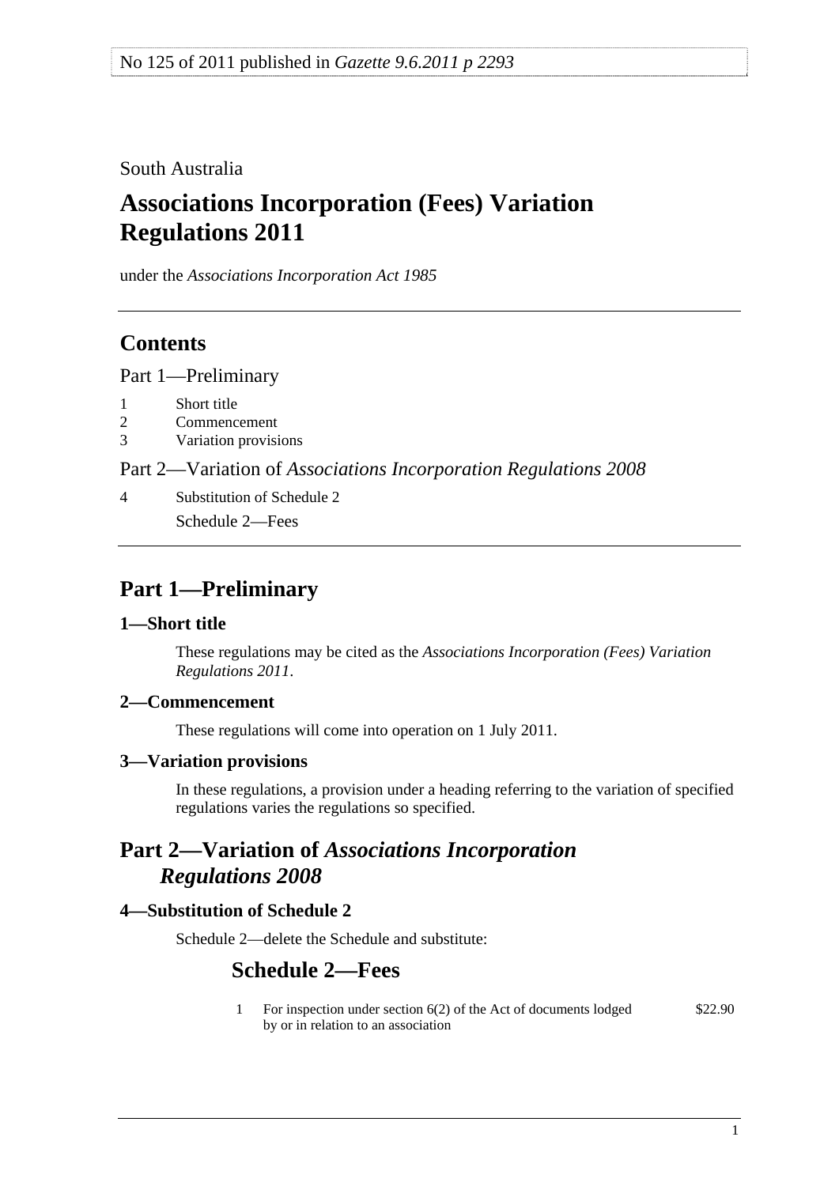No 125 of 2011 published in *Gazette 9.6.2011 p 2293*

South Australia

# Associations Incorporation (Fees) Variation Regulations 2011

under the *Associations Incorporation Act 1985*

## Contents

Part 1—Preliminary

1 Short title
2 Commencement
3 Variation provisions

Part 2—Variation of *Associations Incorporation Regulations 2008*

4 Substitution of Schedule 2
Schedule 2—Fees

## Part 1—Preliminary

### 1—Short title

These regulations may be cited as the *Associations Incorporation (Fees) Variation Regulations 2011*.

### 2—Commencement

These regulations will come into operation on 1 July 2011.

### 3—Variation provisions

In these regulations, a provision under a heading referring to the variation of specified regulations varies the regulations so specified.

## Part 2—Variation of *Associations Incorporation Regulations 2008*

### 4—Substitution of Schedule 2

Schedule 2—delete the Schedule and substitute:

## Schedule 2—Fees

| | | |
|---|---|---|
| 1 | For inspection under section 6(2) of the Act of documents lodged by or in relation to an association | $22.90 |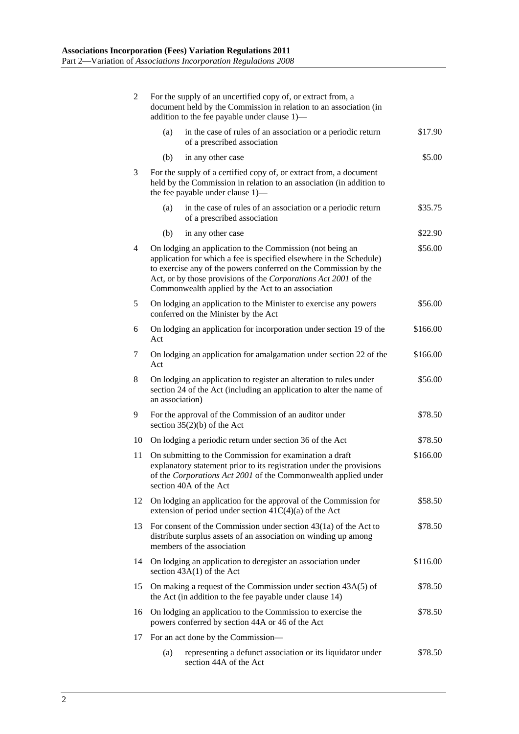| | | |
|---|---|---|
| 2 | For the supply of an uncertified copy of, or extract from, a document held by the Commission in relation to an association (in addition to the fee payable under clause 1)— | |
| | (a) in the case of rules of an association or a periodic return of a prescribed association | \$17.90 |
| | (b) in any other case | \$5.00 |
| 3 | For the supply of a certified copy of, or extract from, a document held by the Commission in relation to an association (in addition to the fee payable under clause 1)— | |
| | (a) in the case of rules of an association or a periodic return of a prescribed association | \$35.75 |
| | (b) in any other case | \$22.90 |
| 4 | On lodging an application to the Commission (not being an application for which a fee is specified elsewhere in the Schedule) to exercise any of the powers conferred on the Commission by the Act, or by those provisions of the *Corporations Act 2001* of the Commonwealth applied by the Act to an association | \$56.00 |
| 5 | On lodging an application to the Minister to exercise any powers conferred on the Minister by the Act | \$56.00 |
| 6 | On lodging an application for incorporation under section 19 of the Act | \$166.00 |
| 7 | On lodging an application for amalgamation under section 22 of the Act | \$166.00 |
| 8 | On lodging an application to register an alteration to rules under section 24 of the Act (including an application to alter the name of an association) | \$56.00 |
| 9 | For the approval of the Commission of an auditor under section 35(2)(b) of the Act | \$78.50 |
| 10 | On lodging a periodic return under section 36 of the Act | \$78.50 |
| 11 | On submitting to the Commission for examination a draft explanatory statement prior to its registration under the provisions of the *Corporations Act 2001* of the Commonwealth applied under section 40A of the Act | \$166.00 |
| 12 | On lodging an application for the approval of the Commission for extension of period under section 41C(4)(a) of the Act | \$58.50 |
| 13 | For consent of the Commission under section 43(1a) of the Act to distribute surplus assets of an association on winding up among members of the association | \$78.50 |
| 14 | On lodging an application to deregister an association under section 43A(1) of the Act | \$116.00 |
| 15 | On making a request of the Commission under section 43A(5) of the Act (in addition to the fee payable under clause 14) | \$78.50 |
| 16 | On lodging an application to the Commission to exercise the powers conferred by section 44A or 46 of the Act | \$78.50 |
| 17 | For an act done by the Commission— | |
| | (a) representing a defunct association or its liquidator under section 44A of the Act | \$78.50 |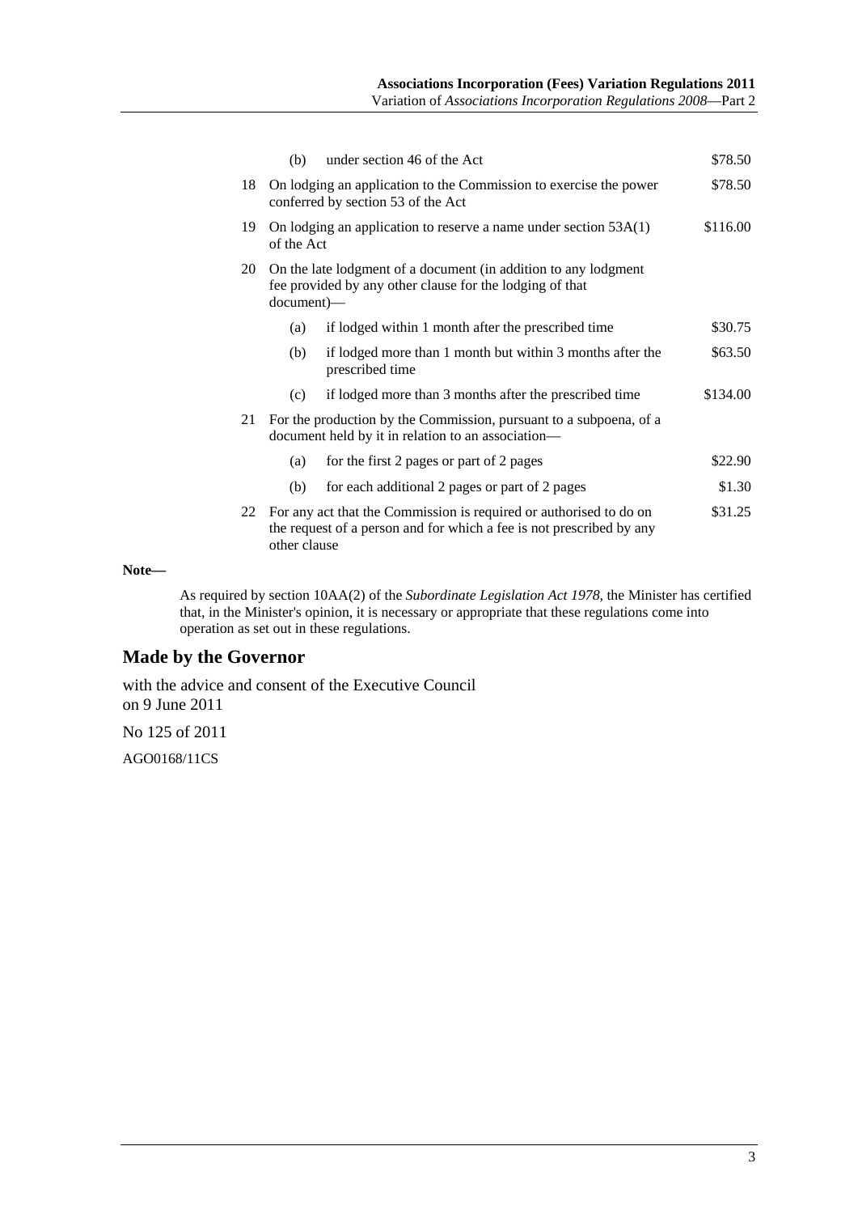| | | | |
|---|---|---|---|
| | (b) | under section 46 of the Act | \$78.50 |
| 18 | On lodging an application to the Commission to exercise the power conferred by section 53 of the Act | | \$78.50 |
| 19 | On lodging an application to reserve a name under section 53A(1) of the Act | | \$116.00 |
| 20 | On the late lodgment of a document (in addition to any lodgment fee provided by any other clause for the lodging of that document)— | | |
| | (a) | if lodged within 1 month after the prescribed time | \$30.75 |
| | (b) | if lodged more than 1 month but within 3 months after the prescribed time | \$63.50 |
| | (c) | if lodged more than 3 months after the prescribed time | \$134.00 |
| 21 | For the production by the Commission, pursuant to a subpoena, of a document held by it in relation to an association— | | |
| | (a) | for the first 2 pages or part of 2 pages | \$22.90 |
| | (b) | for each additional 2 pages or part of 2 pages | \$1.30 |
| 22 | For any act that the Commission is required or authorised to do on the request of a person and for which a fee is not prescribed by any other clause | | \$31.25 |

**Note—**

As required by section 10AA(2) of the *Subordinate Legislation Act 1978*, the Minister has certified that, in the Minister's opinion, it is necessary or appropriate that these regulations come into operation as set out in these regulations.

## Made by the Governor

with the advice and consent of the Executive Council on 9 June 2011

No 125 of 2011

AGO0168/11CS